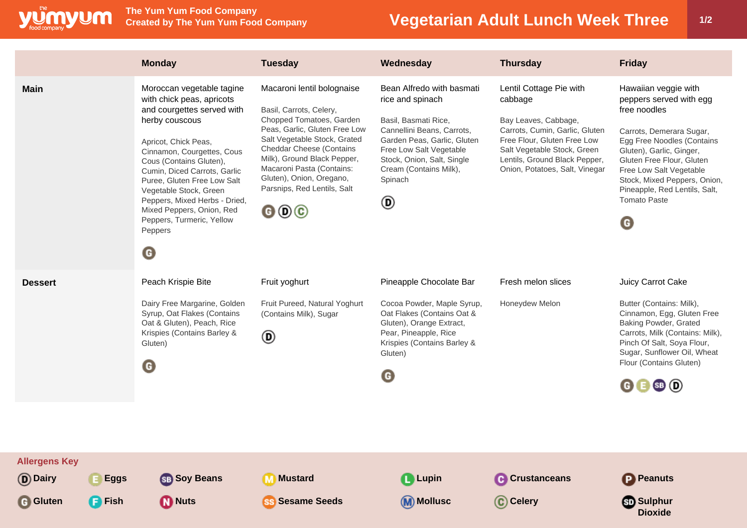# Vegetarian Adult Lunch Week Three

The Yum Yum Food Company
Created by The Yum Yum Food Company

| | Monday | Tuesday | Wednesday | Thursday | Friday |
|---|---|---|---|---|---|
| **Main** | Moroccan vegetable tagine with chick peas, apricots and courgettes served with herby couscous<br><br>Apricot, Chick Peas, Cinnamon, Courgettes, Cous Cous (Contains Gluten), Cumin, Diced Carrots, Garlic Puree, Gluten Free Low Salt Vegetable Stock, Green Peppers, Mixed Herbs - Dried, Mixed Peppers, Onion, Red Peppers, Turmeric, Yellow Peppers<br><br>G | Macaroni lentil bolognaise<br><br>Basil, Carrots, Celery, Chopped Tomatoes, Garden Peas, Garlic, Gluten Free Low Salt Vegetable Stock, Grated Cheddar Cheese (Contains Milk), Ground Black Pepper, Macaroni Pasta (Contains: Gluten), Onion, Oregano, Parsnips, Red Lentils, Salt<br><br>G D C | Bean Alfredo with basmati rice and spinach<br><br>Basil, Basmati Rice, Cannellini Beans, Carrots, Garden Peas, Garlic, Gluten Free Low Salt Vegetable Stock, Onion, Salt, Single Cream (Contains Milk), Spinach<br><br>D | Lentil Cottage Pie with cabbage<br><br>Bay Leaves, Cabbage, Carrots, Cumin, Garlic, Gluten Free Flour, Gluten Free Low Salt Vegetable Stock, Green Lentils, Ground Black Pepper, Onion, Potatoes, Salt, Vinegar | Hawaiian veggie with peppers served with egg free noodles<br><br>Carrots, Demerara Sugar, Egg Free Noodles (Contains Gluten), Garlic, Ginger, Gluten Free Flour, Gluten Free Low Salt Vegetable Stock, Mixed Peppers, Onion, Pineapple, Red Lentils, Salt, Tomato Paste<br><br>G |
| **Dessert** | Peach Krispie Bite<br><br>Dairy Free Margarine, Golden Syrup, Oat Flakes (Contains Oat & Gluten), Peach, Rice Krispies (Contains Barley & Gluten)<br><br>G | Fruit yoghurt<br><br>Fruit Pureed, Natural Yoghurt (Contains Milk), Sugar<br><br>D | Pineapple Chocolate Bar<br><br>Cocoa Powder, Maple Syrup, Oat Flakes (Contains Oat & Gluten), Orange Extract, Pear, Pineapple, Rice Krispies (Contains Barley & Gluten)<br><br>G | Fresh melon slices<br><br>Honeydew Melon | Juicy Carrot Cake<br><br>Butter (Contains: Milk), Cinnamon, Egg, Gluten Free Baking Powder, Grated Carrots, Milk (Contains: Milk), Pinch Of Salt, Soya Flour, Sugar, Sunflower Oil, Wheat Flour (Contains Gluten)<br><br>G E SB D |

## Allergens Key

- D Dairy
- E Eggs
- SB Soy Beans
- M Mustard
- L Lupin
- C Crustaceans
- P Peanuts
- G Gluten
- F Fish
- N Nuts
- SS Sesame Seeds
- M Mollusc
- C Celery
- SD Sulphur Dioxide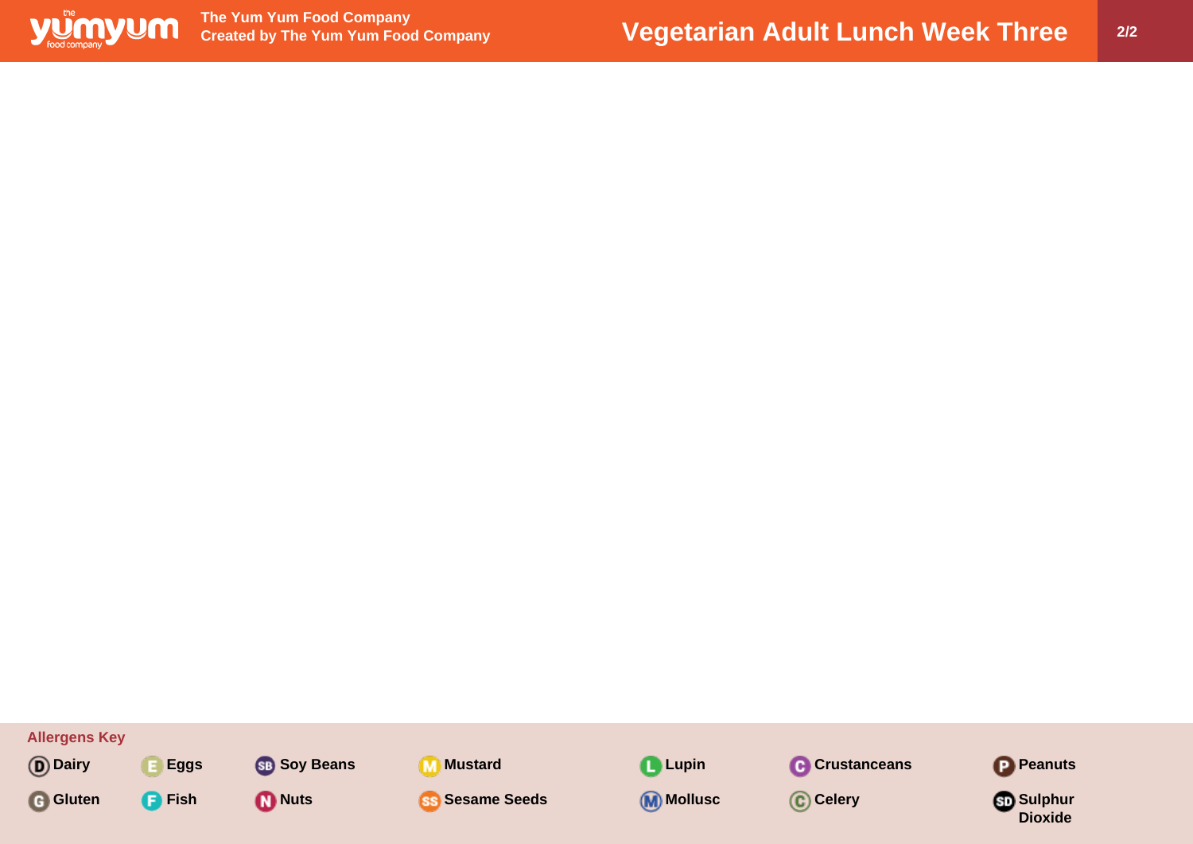# Vegetarian Adult Lunch Week Three

The Yum Yum Food Company
Created by The Yum Yum Food Company

**Allergens Key**

| | | | | | | |
|---|---|---|---|---|---|---|
| D Dairy | E Eggs | SB Soy Beans | M Mustard | L Lupin | C Crustanceans | P Peanuts |
| G Gluten | F Fish | N Nuts | SS Sesame Seeds | M Mollusc | C Celery | SD Sulphur Dioxide |